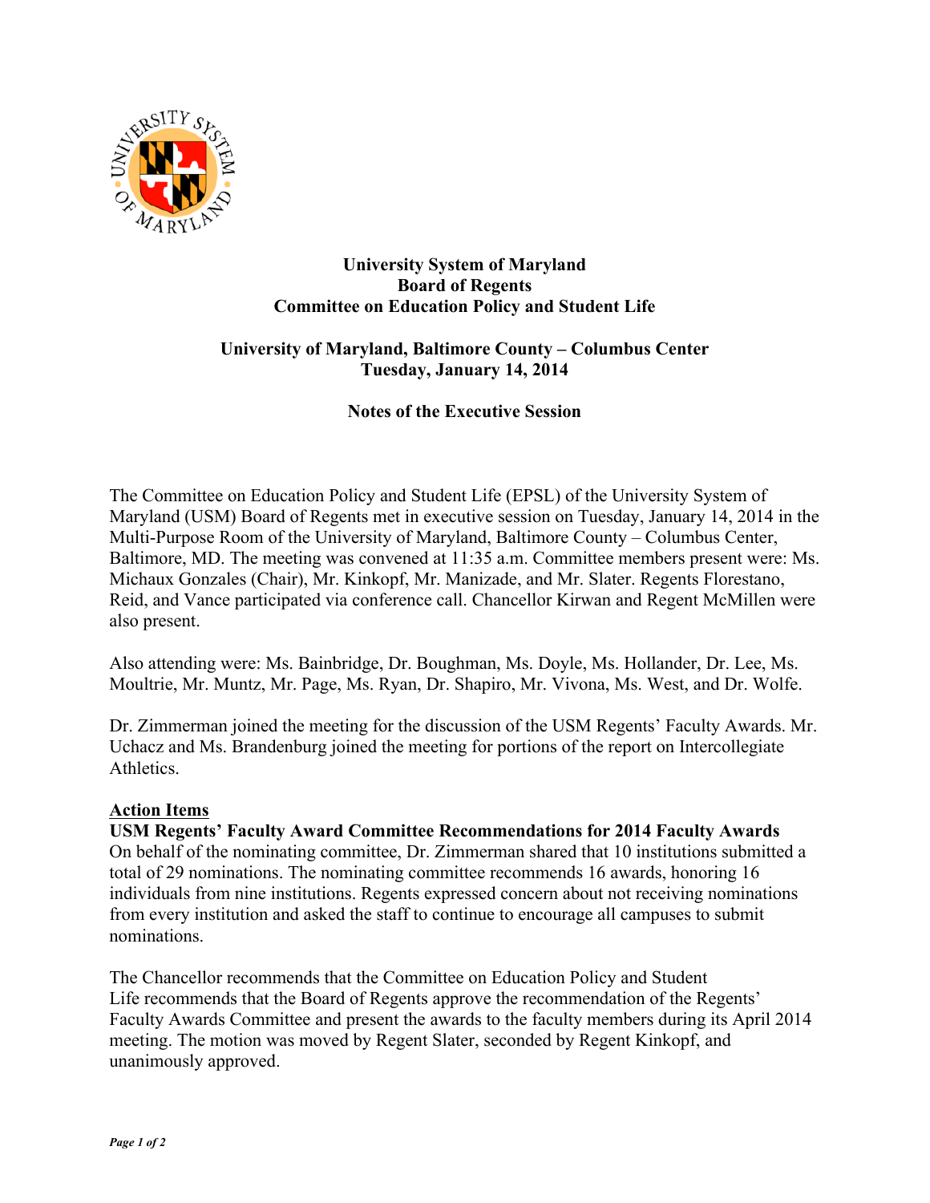# University System of Maryland
## Board of Regents
## Committee on Education Policy and Student Life

### University of Maryland, Baltimore County – Columbus Center
### Tuesday, January 14, 2014

### Notes of the Executive Session

The Committee on Education Policy and Student Life (EPSL) of the University System of Maryland (USM) Board of Regents met in executive session on Tuesday, January 14, 2014 in the Multi-Purpose Room of the University of Maryland, Baltimore County – Columbus Center, Baltimore, MD. The meeting was convened at 11:35 a.m. Committee members present were: Ms. Michaux Gonzales (Chair), Mr. Kinkopf, Mr. Manizade, and Mr. Slater. Regents Florestano, Reid, and Vance participated via conference call. Chancellor Kirwan and Regent McMillen were also present.

Also attending were: Ms. Bainbridge, Dr. Boughman, Ms. Doyle, Ms. Hollander, Dr. Lee, Ms. Moultrie, Mr. Muntz, Mr. Page, Ms. Ryan, Dr. Shapiro, Mr. Vivona, Ms. West, and Dr. Wolfe.

Dr. Zimmerman joined the meeting for the discussion of the USM Regents' Faculty Awards. Mr. Uchacz and Ms. Brandenburg joined the meeting for portions of the report on Intercollegiate Athletics.

**Action Items**

**USM Regents' Faculty Award Committee Recommendations for 2014 Faculty Awards**
On behalf of the nominating committee, Dr. Zimmerman shared that 10 institutions submitted a total of 29 nominations. The nominating committee recommends 16 awards, honoring 16 individuals from nine institutions. Regents expressed concern about not receiving nominations from every institution and asked the staff to continue to encourage all campuses to submit nominations.

The Chancellor recommends that the Committee on Education Policy and Student Life recommends that the Board of Regents approve the recommendation of the Regents' Faculty Awards Committee and present the awards to the faculty members during its April 2014 meeting. The motion was moved by Regent Slater, seconded by Regent Kinkopf, and unanimously approved.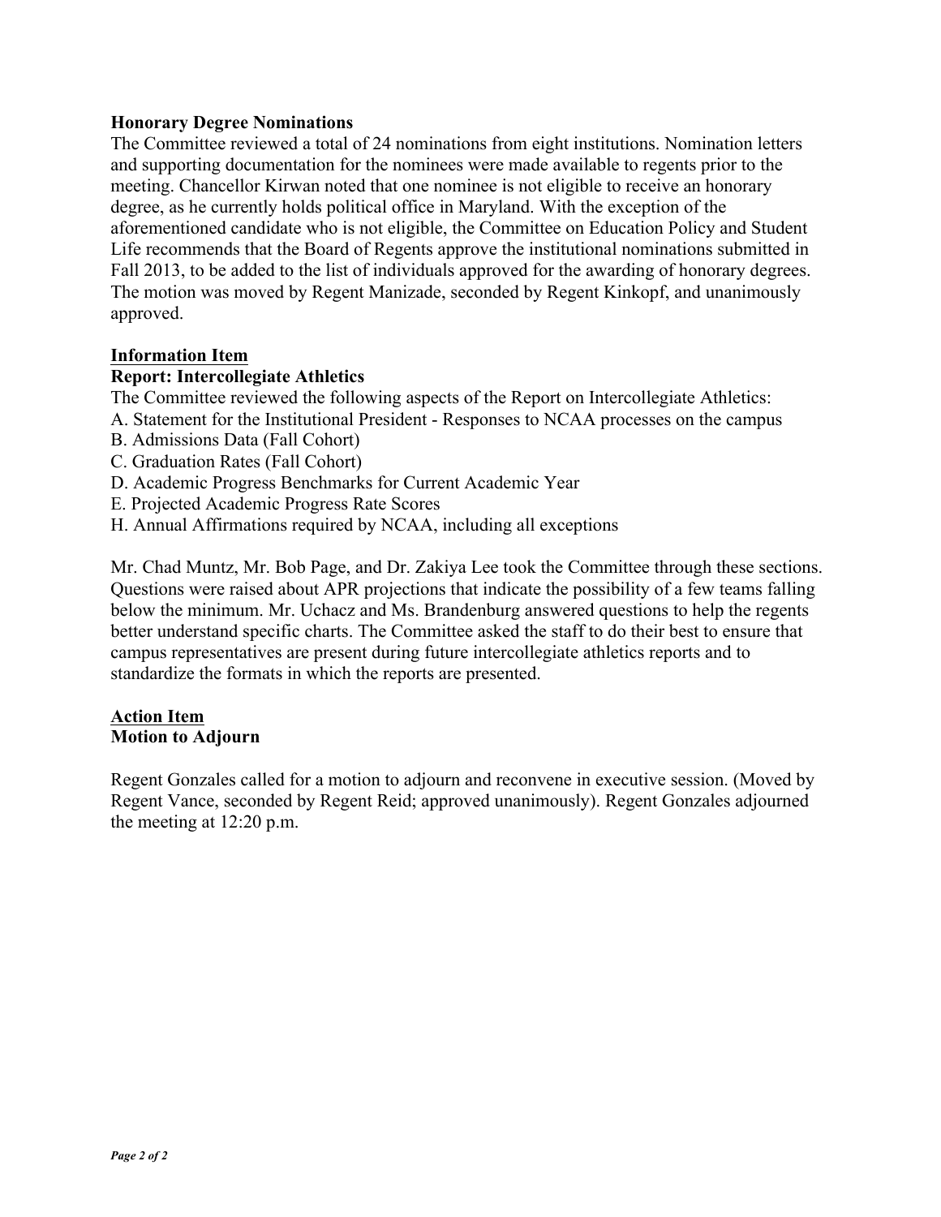**Honorary Degree Nominations**

The Committee reviewed a total of 24 nominations from eight institutions. Nomination letters and supporting documentation for the nominees were made available to regents prior to the meeting. Chancellor Kirwan noted that one nominee is not eligible to receive an honorary degree, as he currently holds political office in Maryland. With the exception of the aforementioned candidate who is not eligible, the Committee on Education Policy and Student Life recommends that the Board of Regents approve the institutional nominations submitted in Fall 2013, to be added to the list of individuals approved for the awarding of honorary degrees. The motion was moved by Regent Manizade, seconded by Regent Kinkopf, and unanimously approved.

**Information Item**

**Report: Intercollegiate Athletics**

The Committee reviewed the following aspects of the Report on Intercollegiate Athletics:

A. Statement for the Institutional President - Responses to NCAA processes on the campus
B. Admissions Data (Fall Cohort)
C. Graduation Rates (Fall Cohort)
D. Academic Progress Benchmarks for Current Academic Year
E. Projected Academic Progress Rate Scores
H. Annual Affirmations required by NCAA, including all exceptions

Mr. Chad Muntz, Mr. Bob Page, and Dr. Zakiya Lee took the Committee through these sections. Questions were raised about APR projections that indicate the possibility of a few teams falling below the minimum. Mr. Uchacz and Ms. Brandenburg answered questions to help the regents better understand specific charts. The Committee asked the staff to do their best to ensure that campus representatives are present during future intercollegiate athletics reports and to standardize the formats in which the reports are presented.

**Action Item**

**Motion to Adjourn**

Regent Gonzales called for a motion to adjourn and reconvene in executive session. (Moved by Regent Vance, seconded by Regent Reid; approved unanimously). Regent Gonzales adjourned the meeting at 12:20 p.m.